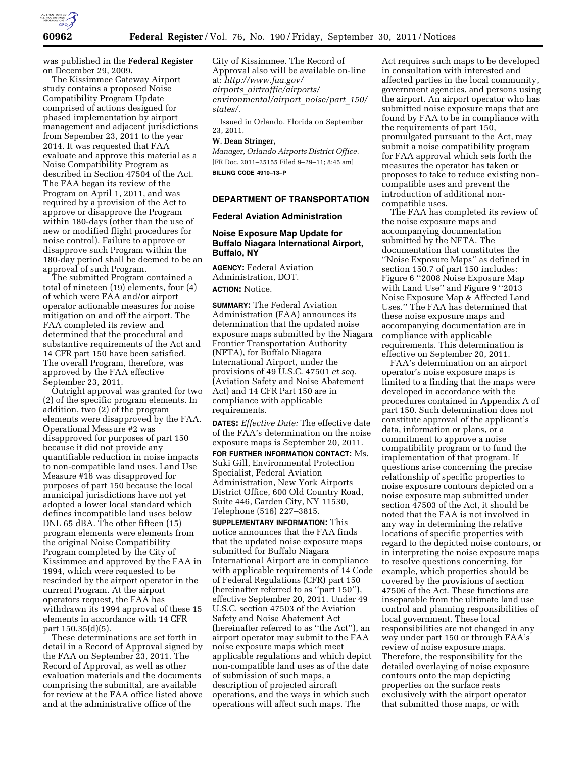was published in the **Federal Register** on December 29, 2009.

The Kissimmee Gateway Airport study contains a proposed Noise Compatibility Program Update comprised of actions designed for phased implementation by airport management and adjacent jurisdictions from September 23, 2011 to the year 2014. It was requested that FAA evaluate and approve this material as a Noise Compatibility Program as described in Section 47504 of the Act. The FAA began its review of the Program on April 1, 2011, and was required by a provision of the Act to approve or disapprove the Program within 180-days (other than the use of new or modified flight procedures for noise control). Failure to approve or disapprove such Program within the 180-day period shall be deemed to be an approval of such Program.

The submitted Program contained a total of nineteen (19) elements, four (4) of which were FAA and/or airport operator actionable measures for noise mitigation on and off the airport. The FAA completed its review and determined that the procedural and substantive requirements of the Act and 14 CFR part 150 have been satisfied. The overall Program, therefore, was approved by the FAA effective September 23, 2011.

Outright approval was granted for two (2) of the specific program elements. In addition, two (2) of the program elements were disapproved by the FAA. Operational Measure #2 was disapproved for purposes of part 150 because it did not provide any quantifiable reduction in noise impacts to non-compatible land uses. Land Use Measure #16 was disapproved for purposes of part 150 because the local municipal jurisdictions have not yet adopted a lower local standard which defines incompatible land uses below DNL 65 dBA. The other fifteen (15) program elements were elements from the original Noise Compatibility Program completed by the City of Kissimmee and approved by the FAA in 1994, which were requested to be rescinded by the airport operator in the current Program. At the airport operators request, the FAA has withdrawn its 1994 approval of these 15 elements in accordance with 14 CFR part 150.35(d)(5).

These determinations are set forth in detail in a Record of Approval signed by the FAA on September 23, 2011. The Record of Approval, as well as other evaluation materials and the documents comprising the submittal, are available for review at the FAA office listed above and at the administrative office of the City of Kissimmee. The Record of Approval also will be available on-line at: *http://www.faa.gov/airports_airtraffic/airports/environmental/airport_noise/part_150/states/.*

Issued in Orlando, Florida on September 23, 2011.

**W. Dean Stringer,**

*Manager, Orlando Airports District Office.*

[FR Doc. 2011–25155 Filed 9–29–11; 8:45 am]

**BILLING CODE 4910–13–P**

## DEPARTMENT OF TRANSPORTATION

### Federal Aviation Administration

### Noise Exposure Map Update for Buffalo Niagara International Airport, Buffalo, NY

**AGENCY:** Federal Aviation Administration, DOT.

**ACTION:** Notice.

**SUMMARY:** The Federal Aviation Administration (FAA) announces its determination that the updated noise exposure maps submitted by the Niagara Frontier Transportation Authority (NFTA), for Buffalo Niagara International Airport, under the provisions of 49 U.S.C. 47501 *et seq.* (Aviation Safety and Noise Abatement Act) and 14 CFR Part 150 are in compliance with applicable requirements.

**DATES:** *Effective Date:* The effective date of the FAA's determination on the noise exposure maps is September 20, 2011.

**FOR FURTHER INFORMATION CONTACT:** Ms. Suki Gill, Environmental Protection Specialist, Federal Aviation Administration, New York Airports District Office, 600 Old Country Road, Suite 446, Garden City, NY 11530, Telephone (516) 227–3815.

**SUPPLEMENTARY INFORMATION:** This notice announces that the FAA finds that the updated noise exposure maps submitted for Buffalo Niagara International Airport are in compliance with applicable requirements of 14 Code of Federal Regulations (CFR) part 150 (hereinafter referred to as "part 150"), effective September 20, 2011. Under 49 U.S.C. section 47503 of the Aviation Safety and Noise Abatement Act (hereinafter referred to as "the Act"), an airport operator may submit to the FAA noise exposure maps which meet applicable regulations and which depict non-compatible land uses as of the date of submission of such maps, a description of projected aircraft operations, and the ways in which such operations will affect such maps. The Act requires such maps to be developed in consultation with interested and affected parties in the local community, government agencies, and persons using the airport. An airport operator who has submitted noise exposure maps that are found by FAA to be in compliance with the requirements of part 150, promulgated pursuant to the Act, may submit a noise compatibility program for FAA approval which sets forth the measures the operator has taken or proposes to take to reduce existing non-compatible uses and prevent the introduction of additional non-compatible uses.

The FAA has completed its review of the noise exposure maps and accompanying documentation submitted by the NFTA. The documentation that constitutes the "Noise Exposure Maps" as defined in section 150.7 of part 150 includes: Figure 6 "2008 Noise Exposure Map with Land Use" and Figure 9 "2013 Noise Exposure Map & Affected Land Uses." The FAA has determined that these noise exposure maps and accompanying documentation are in compliance with applicable requirements. This determination is effective on September 20, 2011.

FAA's determination on an airport operator's noise exposure maps is limited to a finding that the maps were developed in accordance with the procedures contained in Appendix A of part 150. Such determination does not constitute approval of the applicant's data, information or plans, or a commitment to approve a noise compatibility program or to fund the implementation of that program. If questions arise concerning the precise relationship of specific properties to noise exposure contours depicted on a noise exposure map submitted under section 47503 of the Act, it should be noted that the FAA is not involved in any way in determining the relative locations of specific properties with regard to the depicted noise contours, or in interpreting the noise exposure maps to resolve questions concerning, for example, which properties should be covered by the provisions of section 47506 of the Act. These functions are inseparable from the ultimate land use control and planning responsibilities of local government. These local responsibilities are not changed in any way under part 150 or through FAA's review of noise exposure maps. Therefore, the responsibility for the detailed overlaying of noise exposure contours onto the map depicting properties on the surface rests exclusively with the airport operator that submitted those maps, or with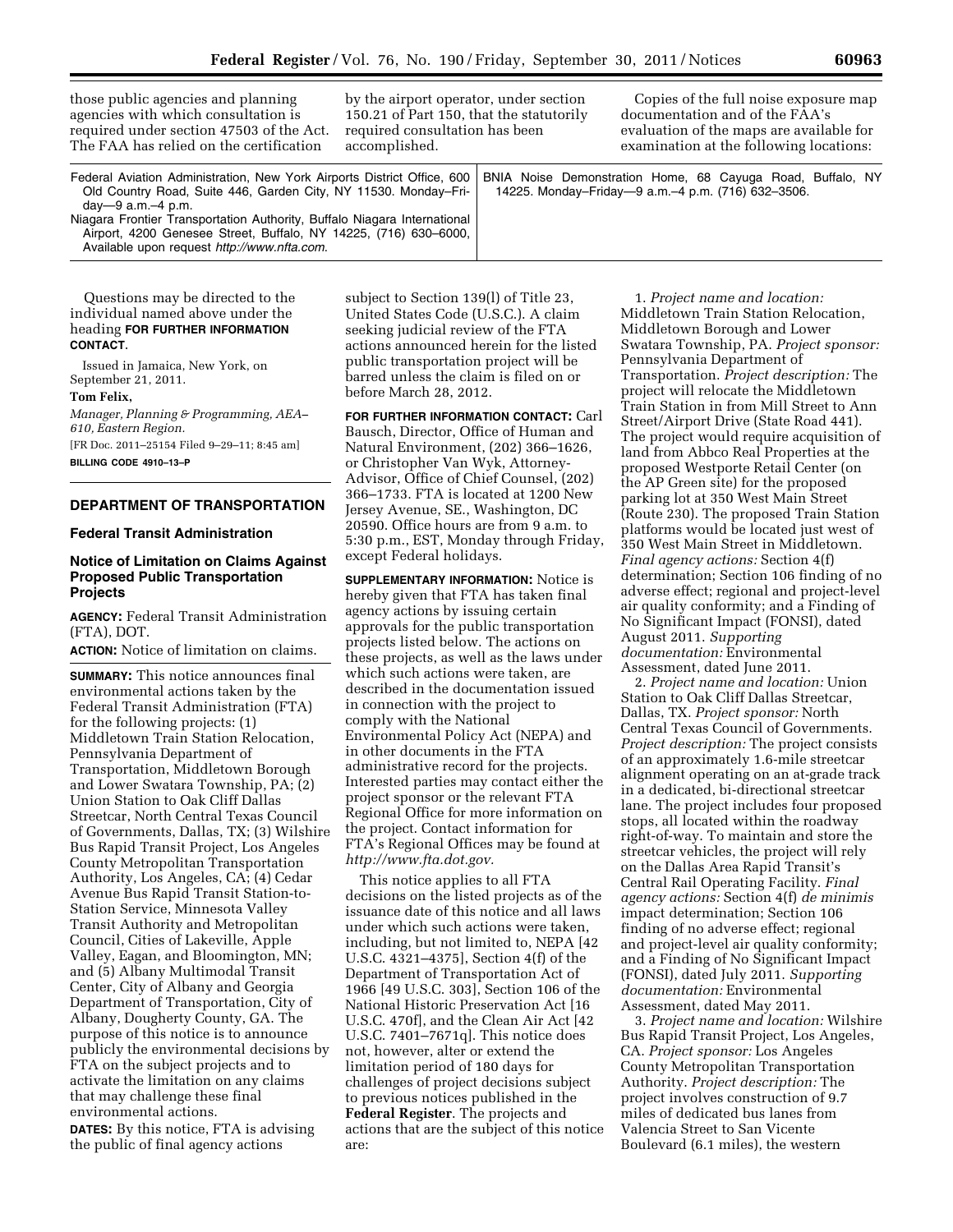those public agencies and planning agencies with which consultation is required under section 47503 of the Act. The FAA has relied on the certification by the airport operator, under section 150.21 of Part 150, that the statutorily required consultation has been accomplished.

Copies of the full noise exposure map documentation and of the FAA's evaluation of the maps are available for examination at the following locations:

| | |
|---|---|
| Federal Aviation Administration, New York Airports District Office, 600 Old Country Road, Suite 446, Garden City, NY 11530. Monday–Friday—9 a.m.–4 p.m.<br>Niagara Frontier Transportation Authority, Buffalo Niagara International Airport, 4200 Genesee Street, Buffalo, NY 14225, (716) 630–6000, Available upon request *http://www.nfta.com*. | BNIA Noise Demonstration Home, 68 Cayuga Road, Buffalo, NY 14225. Monday–Friday—9 a.m.–4 p.m. (716) 632–3506. |

Questions may be directed to the individual named above under the heading **FOR FURTHER INFORMATION CONTACT**.

Issued in Jamaica, New York, on September 21, 2011.

**Tom Felix,**

*Manager, Planning & Programming, AEA–610, Eastern Region.*

[FR Doc. 2011–25154 Filed 9–29–11; 8:45 am]

**BILLING CODE 4910–13–P**

## DEPARTMENT OF TRANSPORTATION

### Federal Transit Administration

### Notice of Limitation on Claims Against Proposed Public Transportation Projects

**AGENCY:** Federal Transit Administration (FTA), DOT.

**ACTION:** Notice of limitation on claims.

**SUMMARY:** This notice announces final environmental actions taken by the Federal Transit Administration (FTA) for the following projects: (1) Middletown Train Station Relocation, Pennsylvania Department of Transportation, Middletown Borough and Lower Swatara Township, PA; (2) Union Station to Oak Cliff Dallas Streetcar, North Central Texas Council of Governments, Dallas, TX; (3) Wilshire Bus Rapid Transit Project, Los Angeles County Metropolitan Transportation Authority, Los Angeles, CA; (4) Cedar Avenue Bus Rapid Transit Station-to-Station Service, Minnesota Valley Transit Authority and Metropolitan Council, Cities of Lakeville, Apple Valley, Eagan, and Bloomington, MN; and (5) Albany Multimodal Transit Center, City of Albany and Georgia Department of Transportation, City of Albany, Dougherty County, GA. The purpose of this notice is to announce publicly the environmental decisions by FTA on the subject projects and to activate the limitation on any claims that may challenge these final environmental actions.

**DATES:** By this notice, FTA is advising the public of final agency actions subject to Section 139(l) of Title 23, United States Code (U.S.C.). A claim seeking judicial review of the FTA actions announced herein for the listed public transportation project will be barred unless the claim is filed on or before March 28, 2012.

**FOR FURTHER INFORMATION CONTACT:** Carl Bausch, Director, Office of Human and Natural Environment, (202) 366–1626, or Christopher Van Wyk, Attorney-Advisor, Office of Chief Counsel, (202) 366–1733. FTA is located at 1200 New Jersey Avenue, SE., Washington, DC 20590. Office hours are from 9 a.m. to 5:30 p.m., EST, Monday through Friday, except Federal holidays.

**SUPPLEMENTARY INFORMATION:** Notice is hereby given that FTA has taken final agency actions by issuing certain approvals for the public transportation projects listed below. The actions on these projects, as well as the laws under which such actions were taken, are described in the documentation issued in connection with the project to comply with the National Environmental Policy Act (NEPA) and in other documents in the FTA administrative record for the projects. Interested parties may contact either the project sponsor or the relevant FTA Regional Office for more information on the project. Contact information for FTA's Regional Offices may be found at *http://www.fta.dot.gov*.

This notice applies to all FTA decisions on the listed projects as of the issuance date of this notice and all laws under which such actions were taken, including, but not limited to, NEPA [42 U.S.C. 4321–4375], Section 4(f) of the Department of Transportation Act of 1966 [49 U.S.C. 303], Section 106 of the National Historic Preservation Act [16 U.S.C. 470f], and the Clean Air Act [42 U.S.C. 7401–7671q]. This notice does not, however, alter or extend the limitation period of 180 days for challenges of project decisions subject to previous notices published in the **Federal Register**. The projects and actions that are the subject of this notice are:

1. *Project name and location:* Middletown Train Station Relocation, Middletown Borough and Lower Swatara Township, PA. *Project sponsor:* Pennsylvania Department of Transportation. *Project description:* The project will relocate the Middletown Train Station in from Mill Street to Ann Street/Airport Drive (State Road 441). The project would require acquisition of land from Abbco Real Properties at the proposed Westporte Retail Center (on the AP Green site) for the proposed parking lot at 350 West Main Street (Route 230). The proposed Train Station platforms would be located just west of 350 West Main Street in Middletown. *Final agency actions:* Section 4(f) determination; Section 106 finding of no adverse effect; regional and project-level air quality conformity; and a Finding of No Significant Impact (FONSI), dated August 2011. *Supporting documentation:* Environmental Assessment, dated June 2011.

2. *Project name and location:* Union Station to Oak Cliff Dallas Streetcar, Dallas, TX. *Project sponsor:* North Central Texas Council of Governments. *Project description:* The project consists of an approximately 1.6-mile streetcar alignment operating on an at-grade track in a dedicated, bi-directional streetcar lane. The project includes four proposed stops, all located within the roadway right-of-way. To maintain and store the streetcar vehicles, the project will rely on the Dallas Area Rapid Transit's Central Rail Operating Facility. *Final agency actions:* Section 4(f) *de minimis* impact determination; Section 106 finding of no adverse effect; regional and project-level air quality conformity; and a Finding of No Significant Impact (FONSI), dated July 2011. *Supporting documentation:* Environmental Assessment, dated May 2011.

3. *Project name and location:* Wilshire Bus Rapid Transit Project, Los Angeles, CA. *Project sponsor:* Los Angeles County Metropolitan Transportation Authority. *Project description:* The project involves construction of 9.7 miles of dedicated bus lanes from Valencia Street to San Vicente Boulevard (6.1 miles), the western